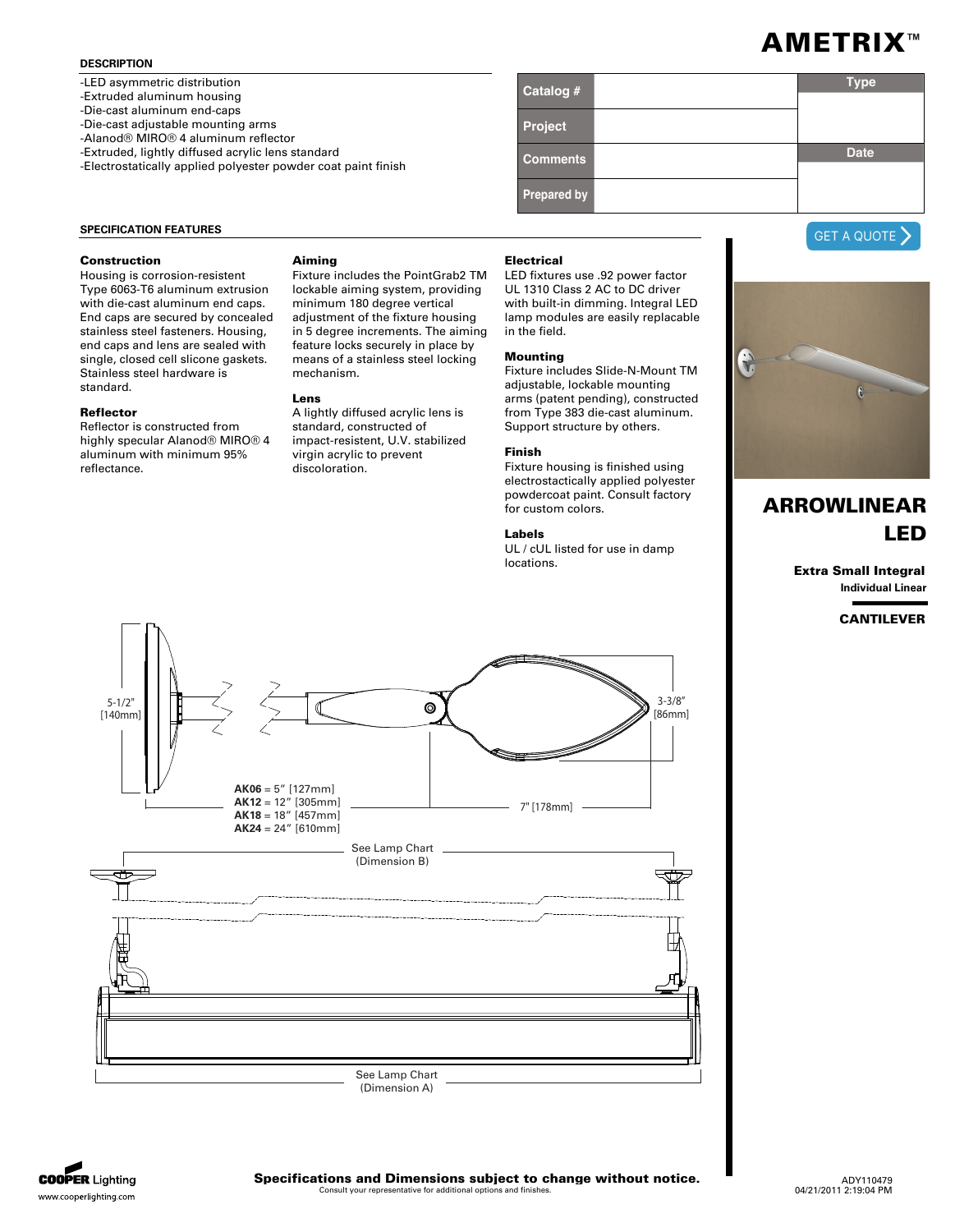# AMETRIX™

## DESCRIPTION

- -LED asymmetric distribution
- -Extruded aluminum housing
- -Die-cast aluminum end-caps
- -Die-cast adjustable mounting arms
- -Alanod® MIRO® 4 aluminum reflector
- -Extruded, lightly diffused acrylic lens standard
- -Electrostatically applied polyester powder coat paint finish

| Catalog # | | Type |
|---|---|---|
| Project | | |
| Comments | | Date |
| Prepared by | | |

GET A QUOTE

# ARROWLINEAR LED

**Extra Small Integral**
**Individual Linear**

**CANTILEVER**

## SPECIFICATION FEATURES

### Construction
Housing is corrosion-resistent Type 6063-T6 aluminum extrusion with die-cast aluminum end caps. End caps are secured by concealed stainless steel fasteners. Housing, end caps and lens are sealed with single, closed cell slicone gaskets. Stainless steel hardware is standard.

### Reflector
Reflector is constructed from highly specular Alanod® MIRO® 4 aluminum with minimum 95% reflectance.

### Aiming
Fixture includes the PointGrab2 TM lockable aiming system, providing minimum 180 degree vertical adjustment of the fixture housing in 5 degree increments. The aiming feature locks securely in place by means of a stainless steel locking mechanism.

### Lens
A lightly diffused acrylic lens is standard, constructed of impact-resistent, U.V. stabilized virgin acrylic to prevent discoloration.

### Electrical
LED fixtures use .92 power factor UL 1310 Class 2 AC to DC driver with built-in dimming. Integral LED lamp modules are easily replacable in the field.

### Mounting
Fixture includes Slide-N-Mount TM adjustable, lockable mounting arms (patent pending), constructed from Type 383 die-cast aluminum. Support structure by others.

### Finish
Fixture housing is finished using electrostatically applied polyester powdercoat paint. Consult factory for custom colors.

### Labels
UL / cUL listed for use in damp locations.

5-1/2" [140mm]

3-3/8" [86mm]

**AK06** = 5" [127mm]
**AK12** = 12" [305mm]
**AK18** = 18" [457mm]
**AK24** = 24" [610mm]

7" [178mm]

See Lamp Chart (Dimension B)

See Lamp Chart (Dimension A)

COOPER Lighting
www.cooperlighting.com

**Specifications and Dimensions subject to change without notice.**
Consult your representative for additional options and finishes.

ADY110479
04/21/2011 2:19:04 PM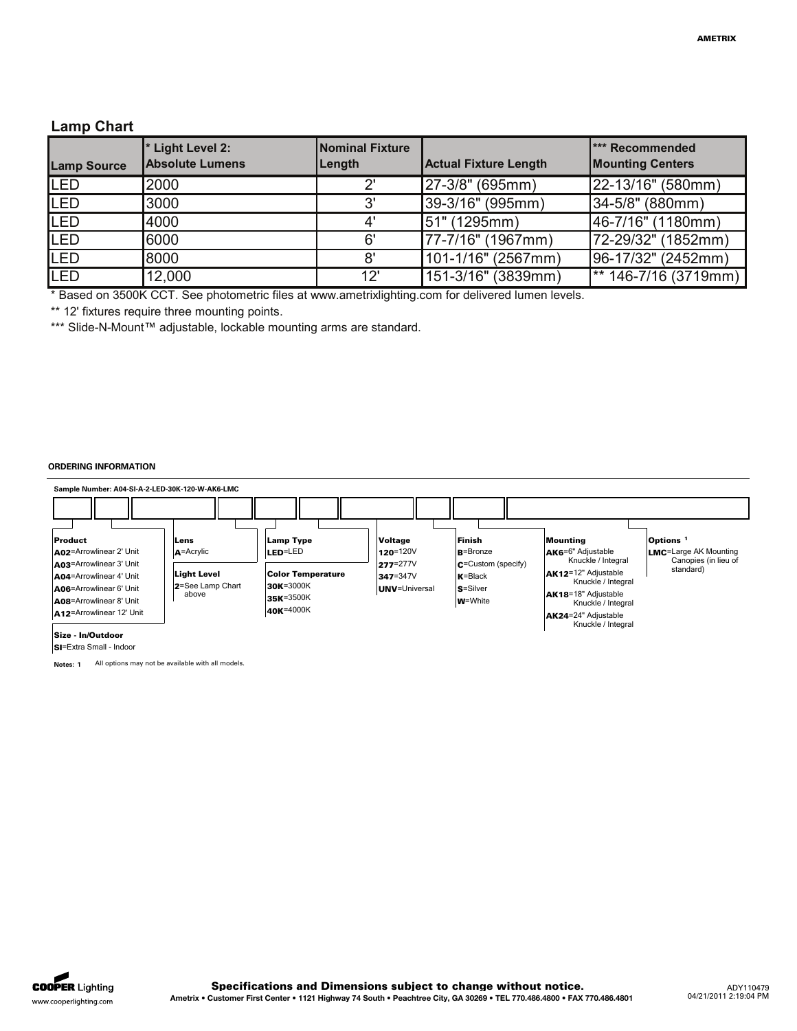## Lamp Chart

| Lamp Source | * Light Level 2: Absolute Lumens | Nominal Fixture Length | Actual Fixture Length | *** Recommended Mounting Centers |
|---|---|---|---|---|
| LED | 2000 | 2' | 27-3/8" (695mm) | 22-13/16" (580mm) |
| LED | 3000 | 3' | 39-3/16" (995mm) | 34-5/8" (880mm) |
| LED | 4000 | 4' | 51" (1295mm) | 46-7/16" (1180mm) |
| LED | 6000 | 6' | 77-7/16" (1967mm) | 72-29/32" (1852mm) |
| LED | 8000 | 8' | 101-1/16" (2567mm) | 96-17/32" (2452mm) |
| LED | 12,000 | 12' | 151-3/16" (3839mm) | ** 146-7/16 (3719mm) |

* Based on 3500K CCT. See photometric files at www.ametrixlighting.com for delivered lumen levels.

** 12' fixtures require three mounting points.

*** Slide-N-Mount™ adjustable, lockable mounting arms are standard.

### ORDERING INFORMATION

**Sample Number: A04-SI-A-2-LED-30K-120-W-AK6-LMC**

**Product**
- **A02**=Arrowlinear 2' Unit
- **A03**=Arrowlinear 3' Unit
- **A04**=Arrowlinear 4' Unit
- **A06**=Arrowlinear 6' Unit
- **A08**=Arrowlinear 8' Unit
- **A12**=Arrowlinear 12' Unit

**Size - In/Outdoor**
- **SI**=Extra Small - Indoor

**Lens**
- **A**=Acrylic

**Light Level**
- **2**=See Lamp Chart above

**Lamp Type**
- **LED**=LED

**Color Temperature**
- **30K**=3000K
- **35K**=3500K
- **40K**=4000K

**Voltage**
- **120**=120V
- **277**=277V
- **347**=347V
- **UNV**=Universal

**Finish**
- **B**=Bronze
- **C**=Custom (specify)
- **K**=Black
- **S**=Silver
- **W**=White

**Mounting**
- **AK6**=6" Adjustable Knuckle / Integral
- **AK12**=12" Adjustable Knuckle / Integral
- **AK18**=18" Adjustable Knuckle / Integral
- **AK24**=24" Adjustable Knuckle / Integral

**Options [1]**
- **LMC**=Large AK Mounting Canopies (in lieu of standard)

Notes: 1 All options may not be available with all models.

**Specifications and Dimensions subject to change without notice.**

Ametrix • Customer First Center • 1121 Highway 74 South • Peachtree City, GA 30269 • TEL 770.486.4800 • FAX 770.486.4801

ADY110479
04/21/2011 2:19:04 PM